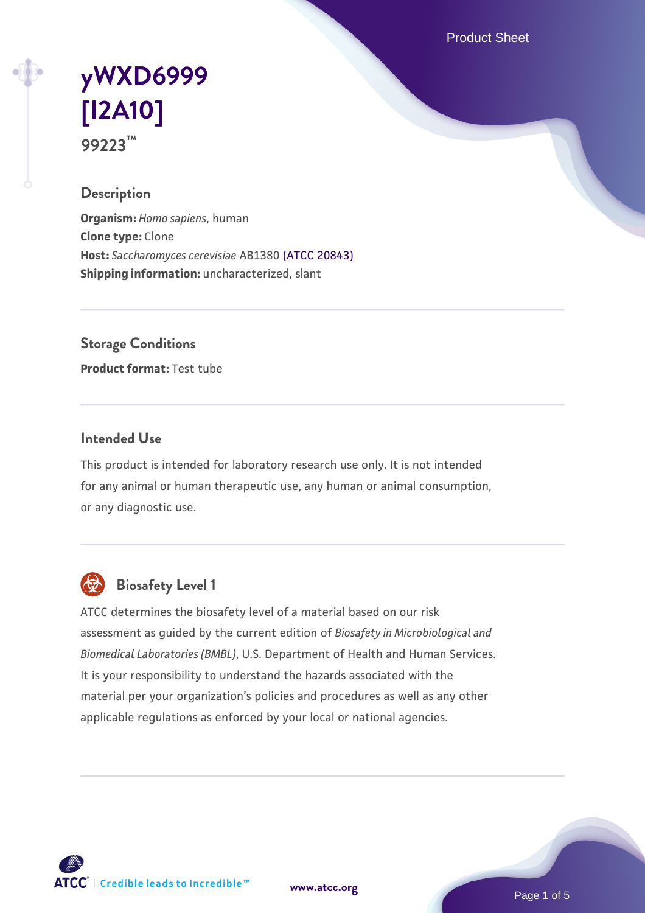# yWXD6999 [I2A10]

**99223™**

## Description

**Organism:** *Homo sapiens*, human
**Clone type:** Clone
**Host:** *Saccharomyces cerevisiae* AB1380 (ATCC 20843)
**Shipping information:** uncharacterized, slant

## Storage Conditions

**Product format:** Test tube

## Intended Use

This product is intended for laboratory research use only. It is not intended for any animal or human therapeutic use, any human or animal consumption, or any diagnostic use.

## Biosafety Level 1

ATCC determines the biosafety level of a material based on our risk assessment as guided by the current edition of *Biosafety in Microbiological and Biomedical Laboratories (BMBL)*, U.S. Department of Health and Human Services. It is your responsibility to understand the hazards associated with the material per your organization's policies and procedures as well as any other applicable regulations as enforced by your local or national agencies.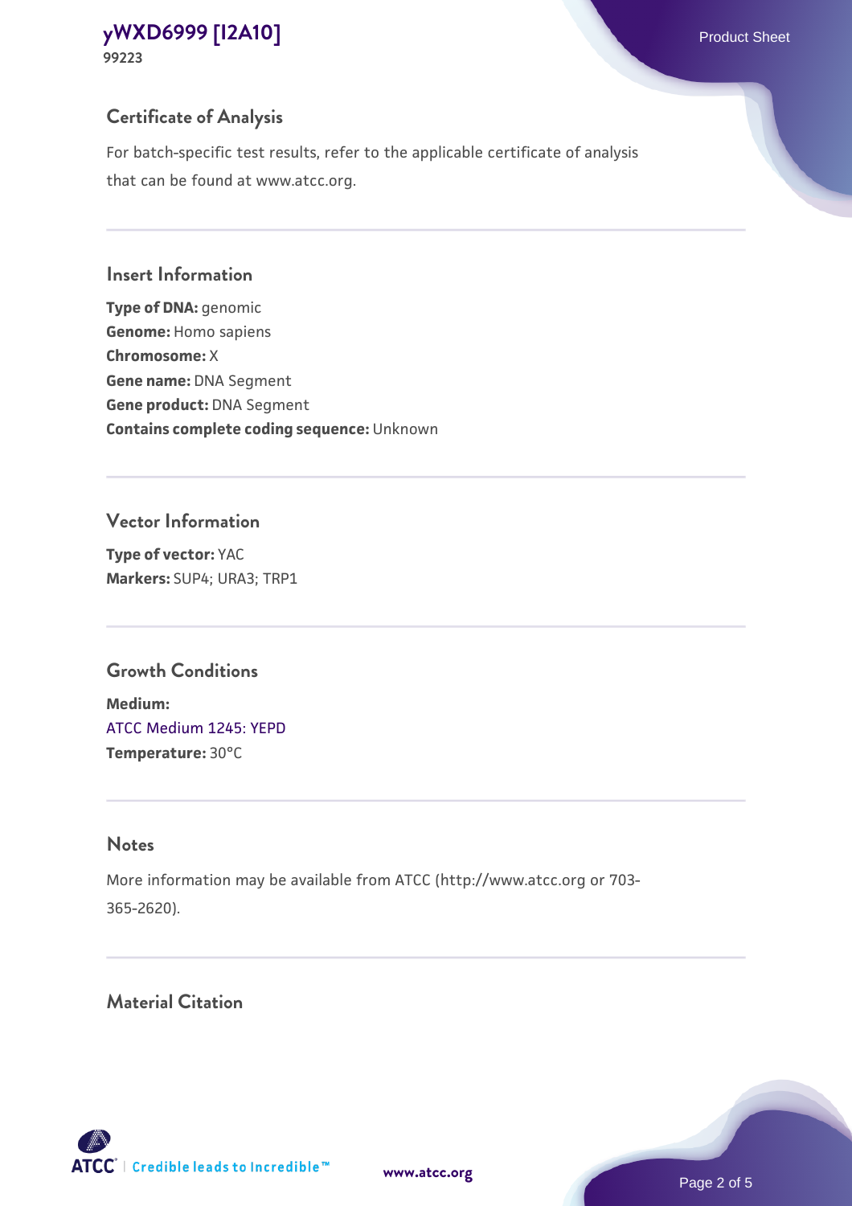## Certificate of Analysis

For batch-specific test results, refer to the applicable certificate of analysis that can be found at www.atcc.org.

## Insert Information

**Type of DNA:** genomic
**Genome:** Homo sapiens
**Chromosome:** X
**Gene name:** DNA Segment
**Gene product:** DNA Segment
**Contains complete coding sequence:** Unknown

## Vector Information

**Type of vector:** YAC
**Markers:** SUP4; URA3; TRP1

## Growth Conditions

**Medium:**
ATCC Medium 1245: YEPD
**Temperature:** 30°C

## Notes

More information may be available from ATCC (http://www.atcc.org or 703-365-2620).

## Material Citation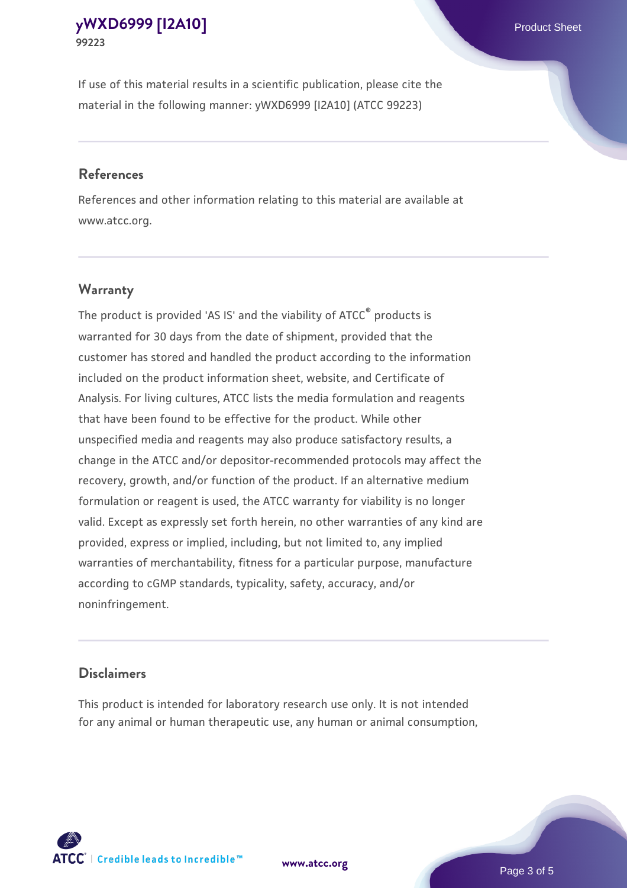If use of this material results in a scientific publication, please cite the material in the following manner: yWXD6999 [I2A10] (ATCC 99223)

## References

References and other information relating to this material are available at www.atcc.org.

## Warranty

The product is provided 'AS IS' and the viability of ATCC® products is warranted for 30 days from the date of shipment, provided that the customer has stored and handled the product according to the information included on the product information sheet, website, and Certificate of Analysis. For living cultures, ATCC lists the media formulation and reagents that have been found to be effective for the product. While other unspecified media and reagents may also produce satisfactory results, a change in the ATCC and/or depositor-recommended protocols may affect the recovery, growth, and/or function of the product. If an alternative medium formulation or reagent is used, the ATCC warranty for viability is no longer valid. Except as expressly set forth herein, no other warranties of any kind are provided, express or implied, including, but not limited to, any implied warranties of merchantability, fitness for a particular purpose, manufacture according to cGMP standards, typicality, safety, accuracy, and/or noninfringement.

## Disclaimers

This product is intended for laboratory research use only. It is not intended for any animal or human therapeutic use, any human or animal consumption,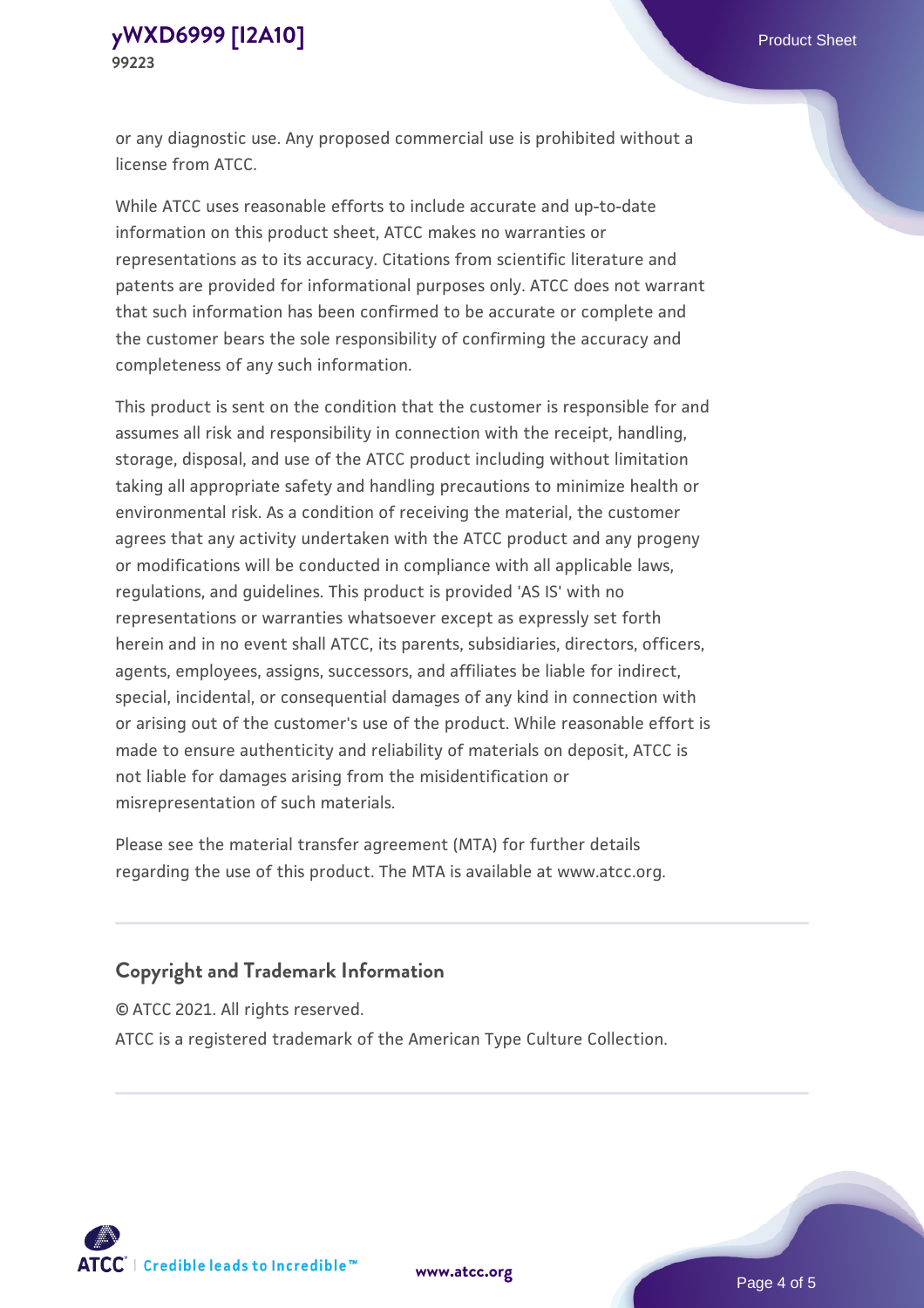or any diagnostic use. Any proposed commercial use is prohibited without a license from ATCC.

While ATCC uses reasonable efforts to include accurate and up-to-date information on this product sheet, ATCC makes no warranties or representations as to its accuracy. Citations from scientific literature and patents are provided for informational purposes only. ATCC does not warrant that such information has been confirmed to be accurate or complete and the customer bears the sole responsibility of confirming the accuracy and completeness of any such information.

This product is sent on the condition that the customer is responsible for and assumes all risk and responsibility in connection with the receipt, handling, storage, disposal, and use of the ATCC product including without limitation taking all appropriate safety and handling precautions to minimize health or environmental risk. As a condition of receiving the material, the customer agrees that any activity undertaken with the ATCC product and any progeny or modifications will be conducted in compliance with all applicable laws, regulations, and guidelines. This product is provided 'AS IS' with no representations or warranties whatsoever except as expressly set forth herein and in no event shall ATCC, its parents, subsidiaries, directors, officers, agents, employees, assigns, successors, and affiliates be liable for indirect, special, incidental, or consequential damages of any kind in connection with or arising out of the customer's use of the product. While reasonable effort is made to ensure authenticity and reliability of materials on deposit, ATCC is not liable for damages arising from the misidentification or misrepresentation of such materials.

Please see the material transfer agreement (MTA) for further details regarding the use of this product. The MTA is available at www.atcc.org.

## Copyright and Trademark Information

© ATCC 2021. All rights reserved.

ATCC is a registered trademark of the American Type Culture Collection.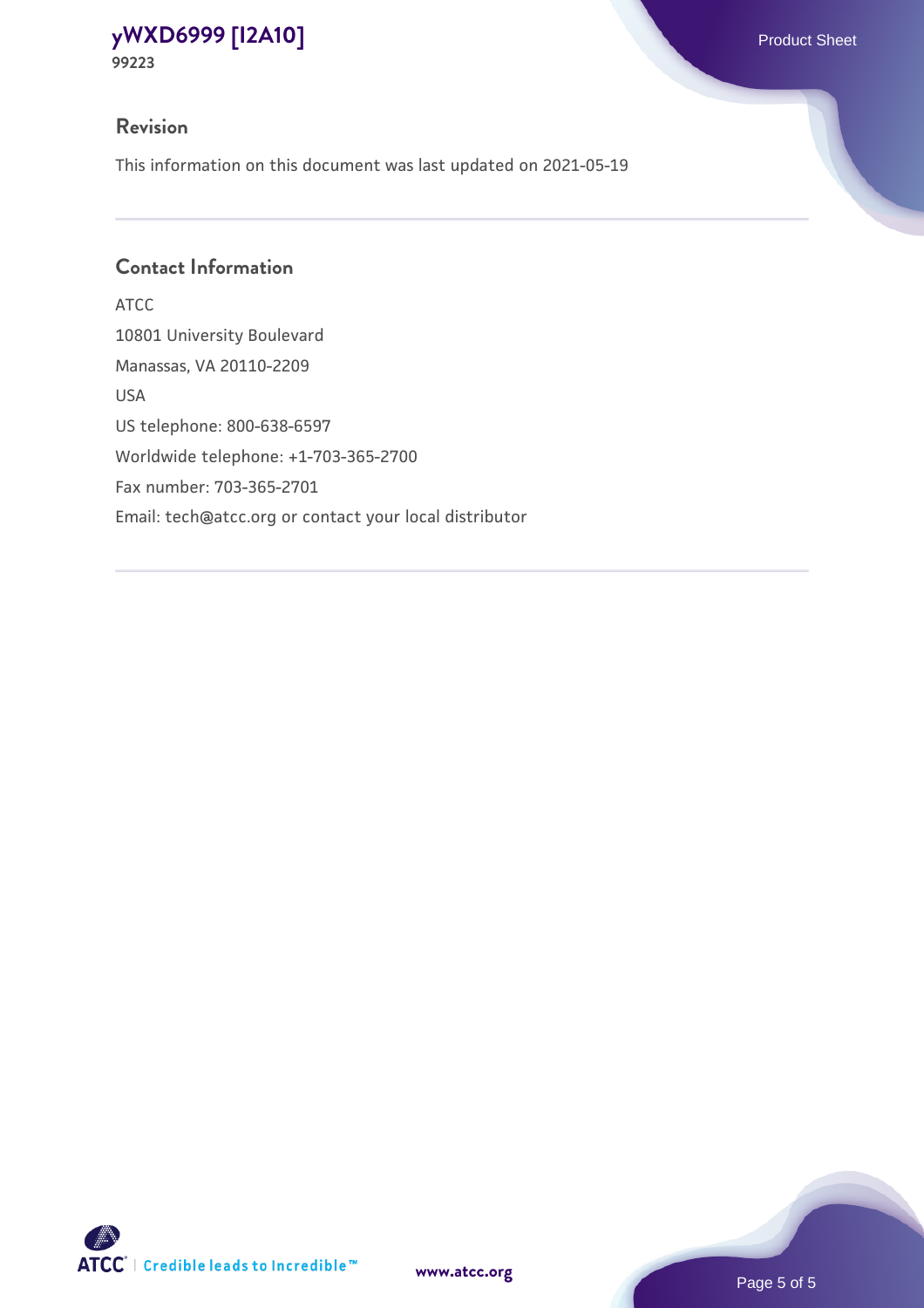## Revision

This information on this document was last updated on 2021-05-19

## Contact Information

ATCC
10801 University Boulevard
Manassas, VA 20110-2209
USA
US telephone: 800-638-6597
Worldwide telephone: +1-703-365-2700
Fax number: 703-365-2701
Email: tech@atcc.org or contact your local distributor